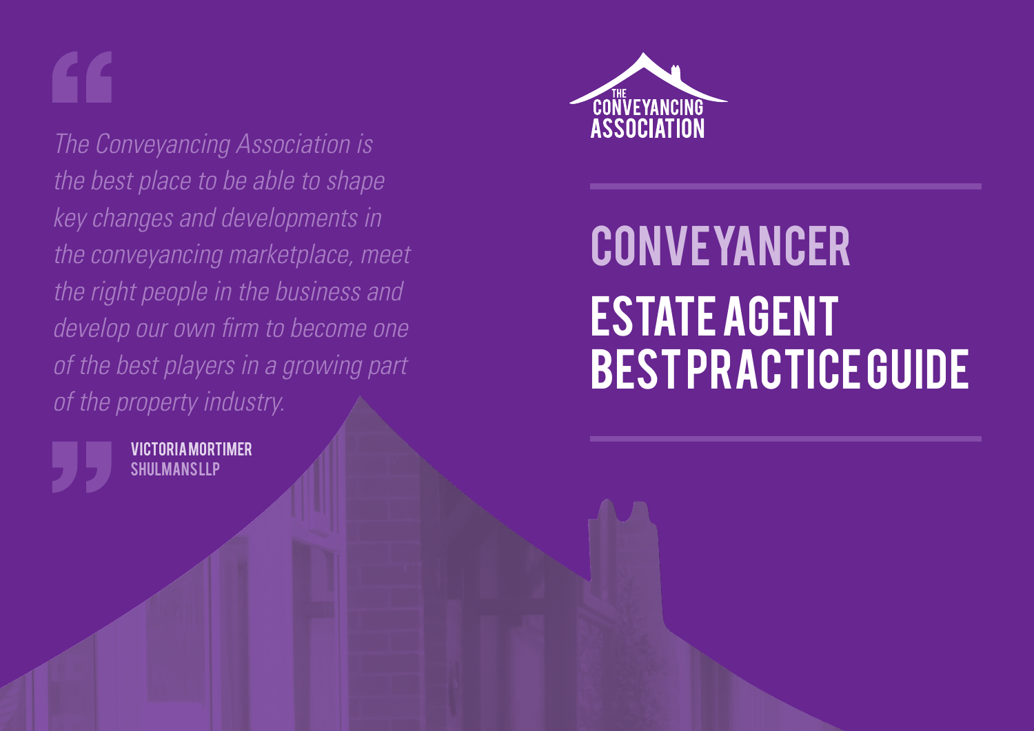THE CONVEYANCING ASSOCIATION

# CONVEYANCER

# ESTATE AGENT BEST PRACTICE GUIDE

> *The Conveyancing Association is the best place to be able to shape key changes and developments in the conveyancing marketplace, meet the right people in the business and develop our own firm to become one of the best players in a growing part of the property industry.*
>
> **VICTORIA MORTIMER**
> **SHULMANS LLP**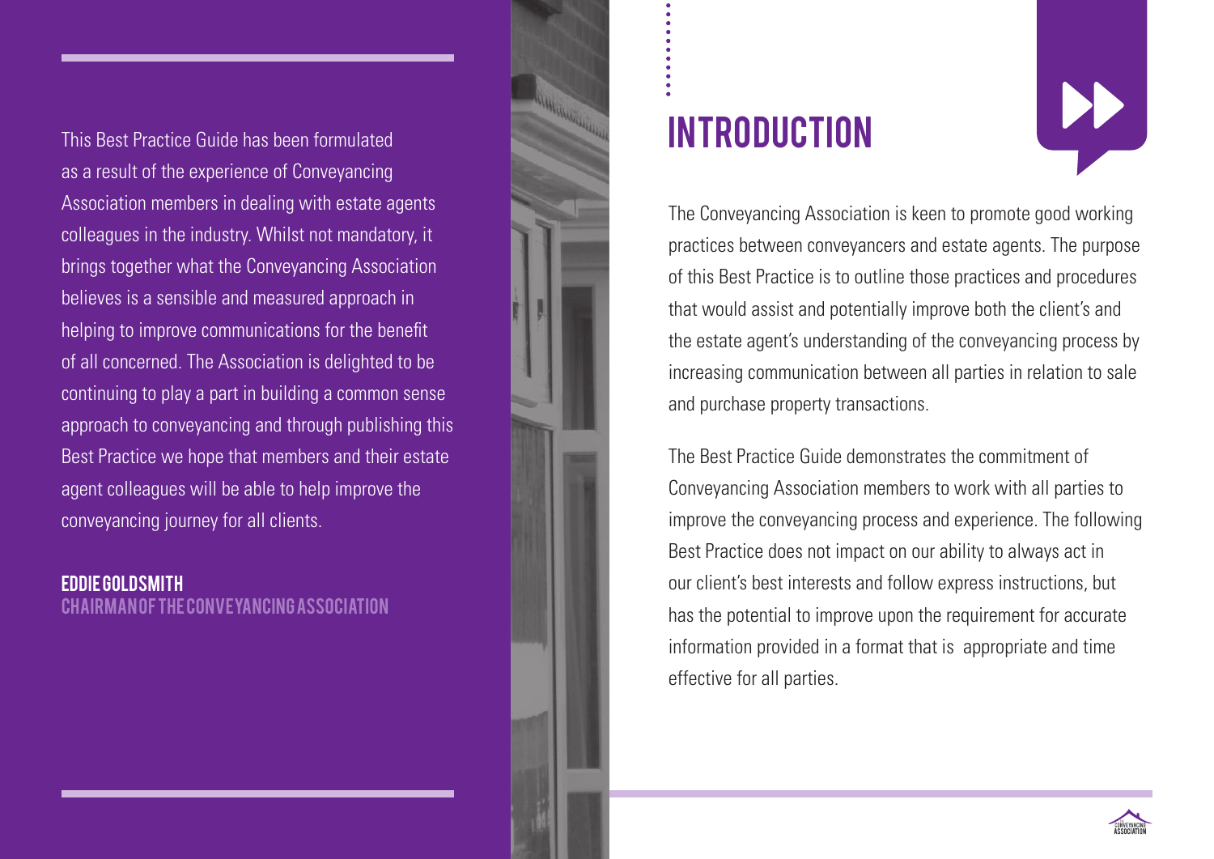This Best Practice Guide has been formulated as a result of the experience of Conveyancing Association members in dealing with estate agents colleagues in the industry. Whilst not mandatory, it brings together what the Conveyancing Association believes is a sensible and measured approach in helping to improve communications for the benefit of all concerned. The Association is delighted to be continuing to play a part in building a common sense approach to conveyancing and through publishing this Best Practice we hope that members and their estate agent colleagues will be able to help improve the conveyancing journey for all clients.

**EDDIE GOLDSMITH**
**CHAIRMAN OF THE CONVEYANCING ASSOCIATION**

# INTRODUCTION

The Conveyancing Association is keen to promote good working practices between conveyancers and estate agents. The purpose of this Best Practice is to outline those practices and procedures that would assist and potentially improve both the client's and the estate agent's understanding of the conveyancing process by increasing communication between all parties in relation to sale and purchase property transactions.

The Best Practice Guide demonstrates the commitment of Conveyancing Association members to work with all parties to improve the conveyancing process and experience. The following Best Practice does not impact on our ability to always act in our client's best interests and follow express instructions, but has the potential to improve upon the requirement for accurate information provided in a format that is appropriate and time effective for all parties.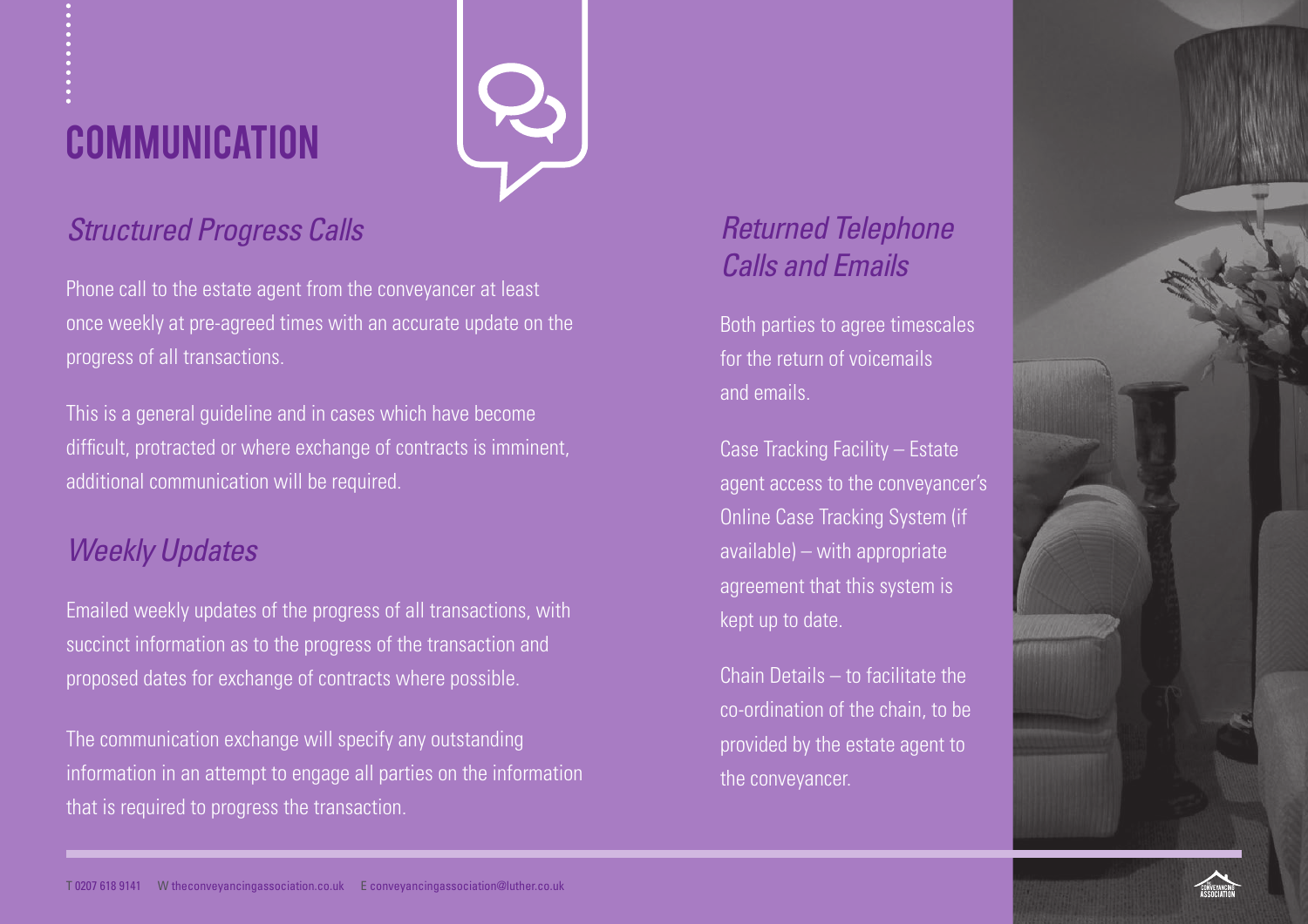# COMMUNICATION

## *Structured Progress Calls*

Phone call to the estate agent from the conveyancer at least once weekly at pre-agreed times with an accurate update on the progress of all transactions.

This is a general guideline and in cases which have become difficult, protracted or where exchange of contracts is imminent, additional communication will be required.

## *Weekly Updates*

Emailed weekly updates of the progress of all transactions, with succinct information as to the progress of the transaction and proposed dates for exchange of contracts where possible.

The communication exchange will specify any outstanding information in an attempt to engage all parties on the information that is required to progress the transaction.

## *Returned Telephone Calls and Emails*

Both parties to agree timescales for the return of voicemails and emails.

Case Tracking Facility – Estate agent access to the conveyancer's Online Case Tracking System (if available) – with appropriate agreement that this system is kept up to date.

Chain Details – to facilitate the co-ordination of the chain, to be provided by the estate agent to the conveyancer.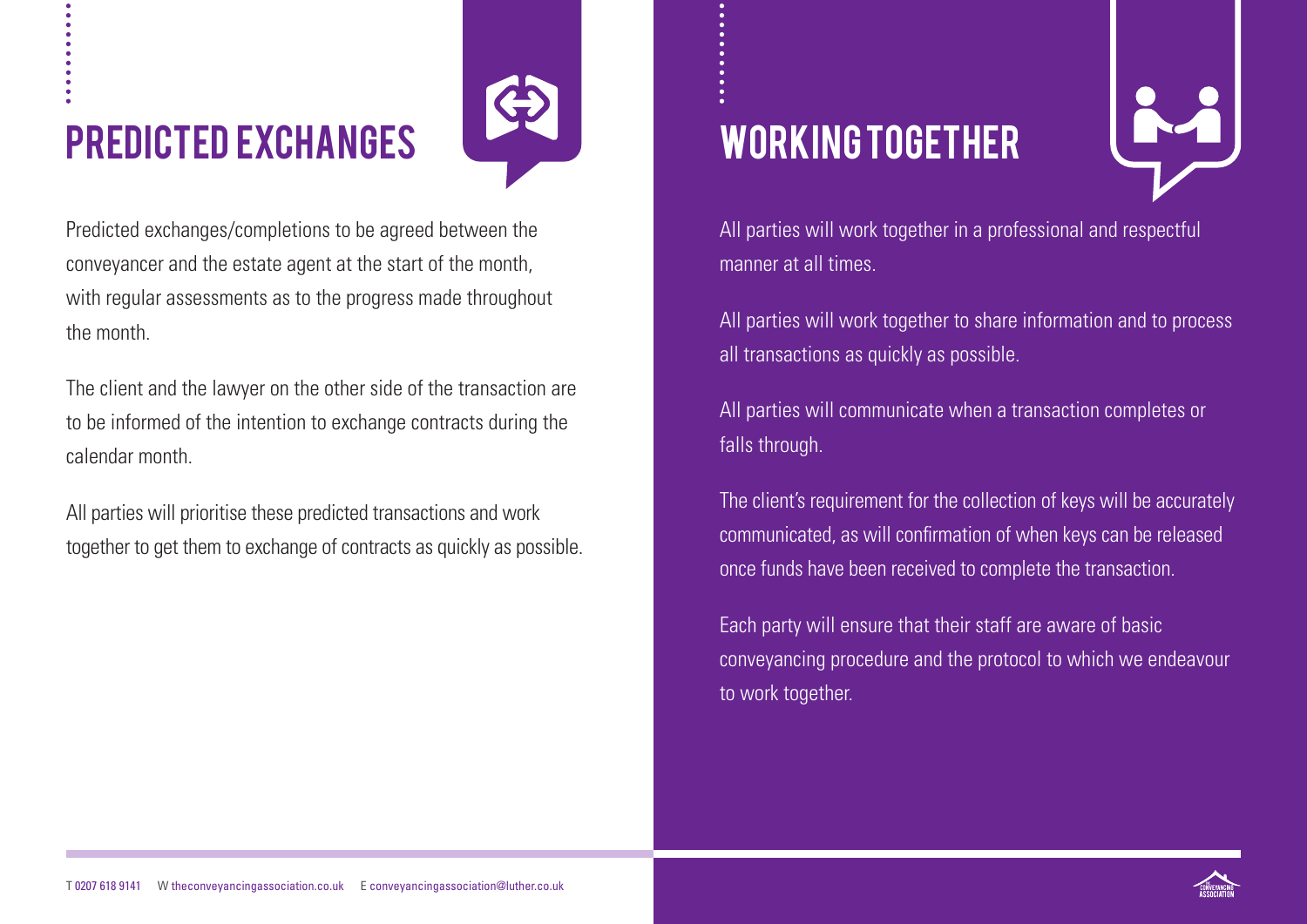# PREDICTED EXCHANGES

Predicted exchanges/completions to be agreed between the conveyancer and the estate agent at the start of the month, with regular assessments as to the progress made throughout the month.

The client and the lawyer on the other side of the transaction are to be informed of the intention to exchange contracts during the calendar month.

All parties will prioritise these predicted transactions and work together to get them to exchange of contracts as quickly as possible.

# WORKING TOGETHER

All parties will work together in a professional and respectful manner at all times.

All parties will work together to share information and to process all transactions as quickly as possible.

All parties will communicate when a transaction completes or falls through.

The client's requirement for the collection of keys will be accurately communicated, as will confirmation of when keys can be released once funds have been received to complete the transaction.

Each party will ensure that their staff are aware of basic conveyancing procedure and the protocol to which we endeavour to work together.

T 0207 618 9141 W theconveyancingassociation.co.uk E conveyancingassociation@luther.co.uk